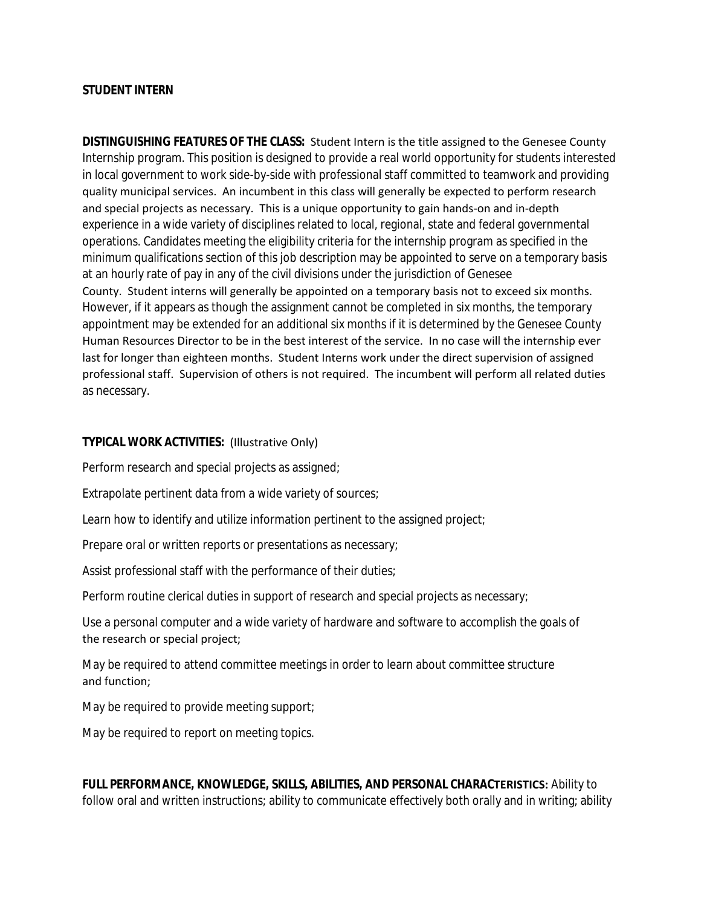# STUDENT INTERN

**DISTINGUISHING FEATURES OF THE CLASS:** Student Intern is the title assigned to the Genesee County Internship program. This position is designed to provide a real world opportunity for students interested in local government to work side-by-side with professional staff committed to teamwork and providing quality municipal services. An incumbent in this class will generally be expected to perform research and special projects as necessary. This is a unique opportunity to gain hands-on and in-depth experience in a wide variety of disciplines related to local, regional, state and federal governmental operations. Candidates meeting the eligibility criteria for the internship program as specified in the minimum qualifications section of this job description may be appointed to serve on a temporary basis at an hourly rate of pay in any of the civil divisions under the jurisdiction of Genesee County. Student interns will generally be appointed on a temporary basis not to exceed six months. However, if it appears as though the assignment cannot be completed in six months, the temporary appointment may be extended for an additional six months if it is determined by the Genesee County Human Resources Director to be in the best interest of the service. In no case will the internship ever last for longer than eighteen months. Student Interns work under the direct supervision of assigned professional staff. Supervision of others is not required. The incumbent will perform all related duties as necessary.

**TYPICAL WORK ACTIVITIES:** (Illustrative Only)

Perform research and special projects as assigned;

Extrapolate pertinent data from a wide variety of sources;

Learn how to identify and utilize information pertinent to the assigned project;

Prepare oral or written reports or presentations as necessary;

Assist professional staff with the performance of their duties;

Perform routine clerical duties in support of research and special projects as necessary;

Use a personal computer and a wide variety of hardware and software to accomplish the goals of the research or special project;

May be required to attend committee meetings in order to learn about committee structure and function;

May be required to provide meeting support;

May be required to report on meeting topics.

**FULL PERFORMANCE, KNOWLEDGE, SKILLS, ABILITIES, AND PERSONAL CHARACTERISTICS:** Ability to follow oral and written instructions; ability to communicate effectively both orally and in writing; ability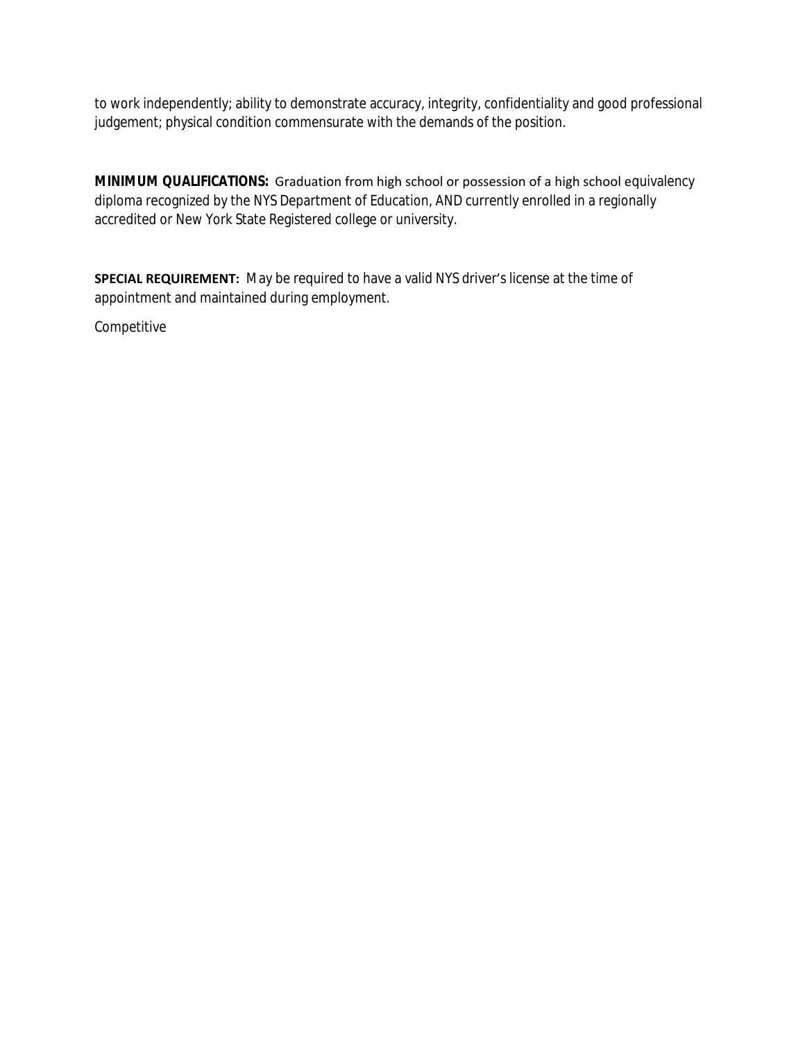to work independently; ability to demonstrate accuracy, integrity, confidentiality and good professional judgement; physical condition commensurate with the demands of the position.

**MINIMUM QUALIFICATIONS:** Graduation from high school or possession of a high school equivalency diploma recognized by the NYS Department of Education, AND currently enrolled in a regionally accredited or New York State Registered college or university.

**SPECIAL REQUIREMENT:** May be required to have a valid NYS driver's license at the time of appointment and maintained during employment.

Competitive